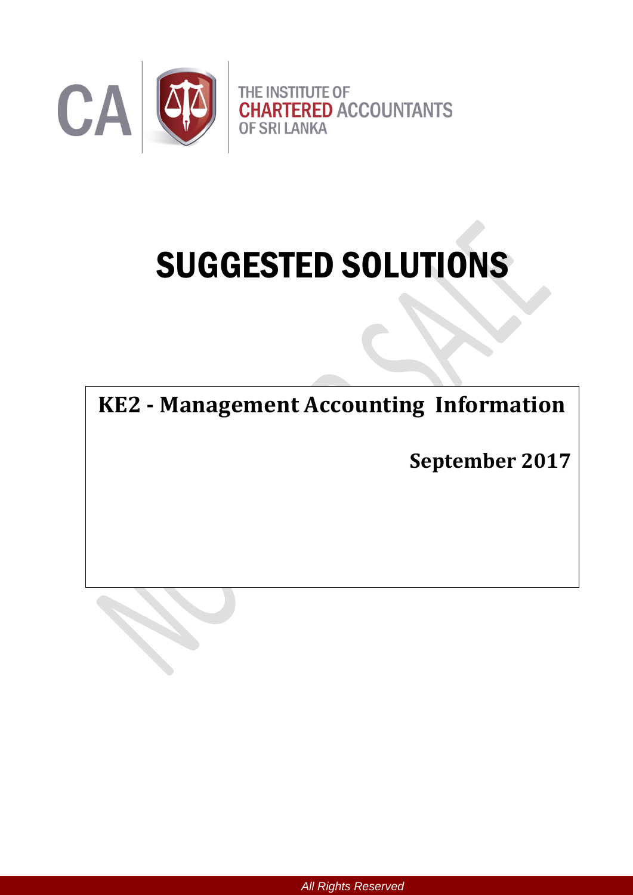CA

THE INSTITUTE OF **CHARTERED** ACCOUNTANTS OF SRI LANKA

# SUGGESTED SOLUTIONS

**KE2 - Management Accounting Information**

**September 2017**

*All Rights Reserved*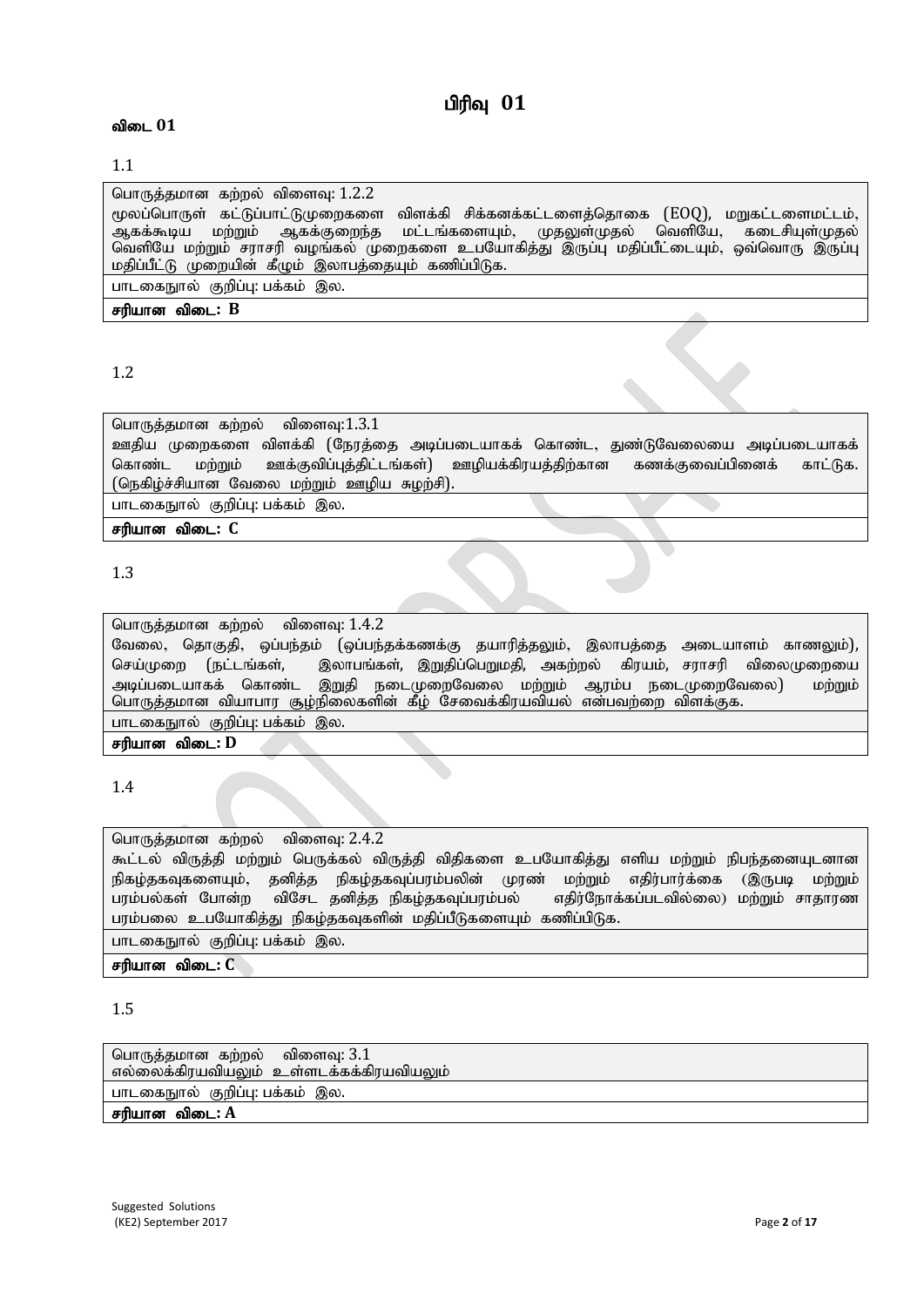# பிரிவு 01

## விடை 01

1.1

| பொருத்தமான கற்றல் விளைவு: 1.2.2 |
|---|
| மூலப்பொருள் கட்டுப்பாட்டுமுறைகளை விளக்கி சிக்கனக்கட்டளைத்தொகை (EOQ), மறுகட்டளைமட்டம், ஆகக்கூடிய மற்றும் ஆகக்குறைந்த மட்டங்களையும், முதலுள்முதல் வெளியே, கடைசியுள்முதல் வெளியே மற்றும் சராசரி வழங்கல் முறைகளை உபயோகித்து இருப்பு மதிப்பீட்டையும், ஒவ்வொரு இருப்பு மதிப்பீட்டு முறையின் கீழும் இலாபத்தையும் கணிப்பிடுக. |
| பாடகைநூல் குறிப்பு: பக்கம் இல. |
| **சரியான விடை: B** |

1.2

| பொருத்தமான கற்றல் விளைவு:1.3.1 |
|---|
| ஊதிய முறைகளை விளக்கி (நேரத்தை அடிப்படையாகக் கொண்ட, துண்டுவேலையை அடிப்படையாகக் கொண்ட மற்றும் ஊக்குவிப்புத்திட்டங்கள்) ஊழியக்கிரயத்திற்கான கணக்குவைப்பினைக் காட்டுக. (நெகிழ்ச்சியான வேலை மற்றும் ஊழிய சுழற்சி). |
| பாடகைநூல் குறிப்பு: பக்கம் இல. |
| **சரியான விடை: C** |

1.3

| பொருத்தமான கற்றல் விளைவு: 1.4.2 |
|---|
| வேலை, தொகுதி, ஒப்பந்தம் (ஒப்பந்தக்கணக்கு தயாரித்தலும், இலாபத்தை அடையாளம் காணலும்), செய்முறை (நட்டங்கள், இலாபங்கள், இறுதிப்பெறுமதி, அகற்றல் கிரயம், சராசரி விலைமுறையை அடிப்படையாகக் கொண்ட இறுதி நடைமுறைவேலை மற்றும் ஆரம்ப நடைமுறைவேலை) மற்றும் பொருத்தமான வியாபார சூழ்நிலைகளின் கீழ் சேவைக்கிரயவியல் என்பவற்றை விளக்குக. |
| பாடகைநூல் குறிப்பு: பக்கம் இல. |
| **சரியான விடை: D** |

1.4

| பொருத்தமான கற்றல் விளைவு: 2.4.2 |
|---|
| கூட்டல் விருத்தி மற்றும் பெருக்கல் விருத்தி விதிகளை உபயோகித்து எளிய மற்றும் நிபந்தனையுடனான நிகழ்தகவுகளையும், தனித்த நிகழ்தகவுப்பரம்பலின் முரண் மற்றும் எதிர்பார்க்கை (இருபடி மற்றும் பரம்பல்கள் போன்ற விசேட தனித்த நிகழ்தகவுப்பரம்பல் எதிர்நோக்கப்படவில்லை) மற்றும் சாதாரண பரம்பலை உபயோகித்து நிகழ்தகவுகளின் மதிப்பீடுகளையும் கணிப்பிடுக. |
| பாடகைநூல் குறிப்பு: பக்கம் இல. |
| **சரியான விடை: C** |

1.5

| பொருத்தமான கற்றல் விளைவு: 3.1 |
|---|
| எல்லைக்கிரயவியலும் உள்ளடக்கக்கிரயவியலும் |
| பாடகைநூல் குறிப்பு: பக்கம் இல. |
| **சரியான விடை: A** |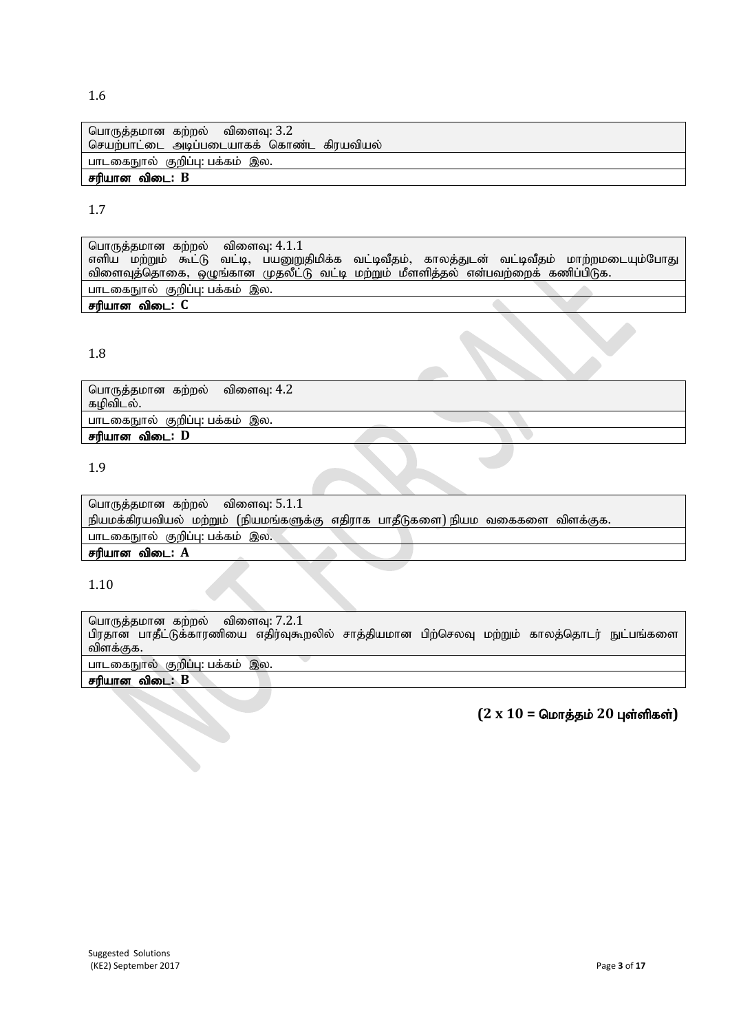1.6

| பொருத்தமான கற்றல் விளைவு: 3.2<br>செயற்பாட்டை அடிப்படையாகக் கொண்ட கிரயவியல் |
|---|
| பாடகைநூல் குறிப்பு: பக்கம் இல. |
| **சரியான விடை: B** |

1.7

| பொருத்தமான கற்றல் விளைவு: 4.1.1<br>எளிய மற்றும் கூட்டு வட்டி, பயனுறுதிமிக்க வட்டிவீதம், காலத்துடன் வட்டிவீதம் மாற்றமடையும்போது விளைவுத்தொகை, ஒழுங்கான முதலீட்டு வட்டி மற்றும் மீளளித்தல் என்பவற்றைக் கணிப்பிடுக. |
|---|
| பாடகைநூல் குறிப்பு: பக்கம் இல. |
| **சரியான விடை: C** |

1.8

| பொருத்தமான கற்றல் விளைவு: 4.2<br>கழிவிடல். |
|---|
| பாடகைநூல் குறிப்பு: பக்கம் இல. |
| **சரியான விடை: D** |

1.9

| பொருத்தமான கற்றல் விளைவு: 5.1.1<br>நியமக்கிரயவியல் மற்றும் (நியமங்களுக்கு எதிராக பாதீடுகளை) நியம வகைகளை விளக்குக. |
|---|
| பாடகைநூல் குறிப்பு: பக்கம் இல. |
| **சரியான விடை: A** |

1.10

| பொருத்தமான கற்றல் விளைவு: 7.2.1<br>பிரதான பாதீட்டுக்காரணியை எதிர்வுகூறலில் சாத்தியமான பிற்செலவு மற்றும் காலத்தொடர் நுட்பங்களை விளக்குக. |
|---|
| பாடகைநூல் குறிப்பு: பக்கம் இல. |
| **சரியான விடை: B** |

**(2 x 10 = மொத்தம் 20 புள்ளிகள்)**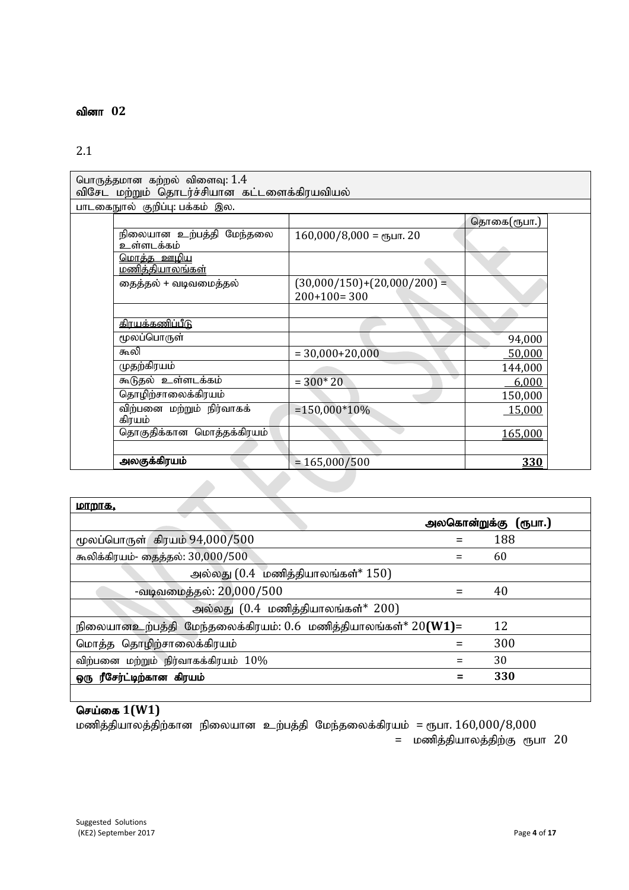## வினா 02

2.1

| பொருத்தமான கற்றல் விளைவு: 1.4<br>விசேட மற்றும் தொடர்ச்சியான கட்டளைக்கிரயவியல் | | |
|---|---|---|
| பாடகைநூல் குறிப்பு: பக்கம் இல. | | |
| | | தொகை(ரூபா.) |
| நிலையான உற்பத்தி மேந்தலை உள்ளடக்கம் | 160,000/8,000 = ரூபா. 20 | |
| <u>மொத்த ஊழிய மணித்தியாலங்கள்</u> | | |
| தைத்தல் + வடிவமைத்தல் | (30,000/150)+(20,000/200) = 200+100= 300 | |
| | | |
| <u>கிரயக்கணிப்பீடு</u> | | |
| மூலப்பொருள் | | 94,000 |
| கூலி | = 30,000+20,000 | 50,000 |
| முதற்கிரயம் | | 144,000 |
| கூடுதல் உள்ளடக்கம் | = 300* 20 | 6,000 |
| தொழிற்சாலைக்கிரயம் | | 150,000 |
| விற்பனை மற்றும் நிர்வாகக் கிரயம் | =150,000*10% | 15,000 |
| தொகுதிக்கான மொத்தக்கிரயம் | | 165,000 |
| | | |
| **அலகுக்கிரயம்** | = 165,000/500 | **330** |

| <u>மாறாக,</u> | | |
|---|---|---|
| | | **அலகொன்றுக்கு (ரூபா.)** |
| மூலப்பொருள் கிரயம் 94,000/500 | = | 188 |
| கூலிக்கிரயம்- தைத்தல்: 30,000/500 | = | 60 |
| அல்லது (0.4 மணித்தியாலங்கள்* 150) | | |
| -வடிவமைத்தல்: 20,000/500 | = | 40 |
| அல்லது (0.4 மணித்தியாலங்கள்* 200) | | |
| நிலையானஉற்பத்தி மேந்தலைக்கிரயம்: 0.6 மணித்தியாலங்கள்* 20**(W1)** | = | 12 |
| மொத்த தொழிற்சாலைக்கிரயம் | = | 300 |
| விற்பனை மற்றும் நிர்வாகக்கிரயம் 10% | = | 30 |
| **ஒரு ரீசேர்ட்டிற்கான கிரயம்** | **=** | **330** |

**செய்கை 1(W1)**

மணித்தியாலத்திற்கான நிலையான உற்பத்தி மேந்தலைக்கிரயம் = ரூபா. 160,000/8,000

= மணித்தியாலத்திற்கு ரூபா 20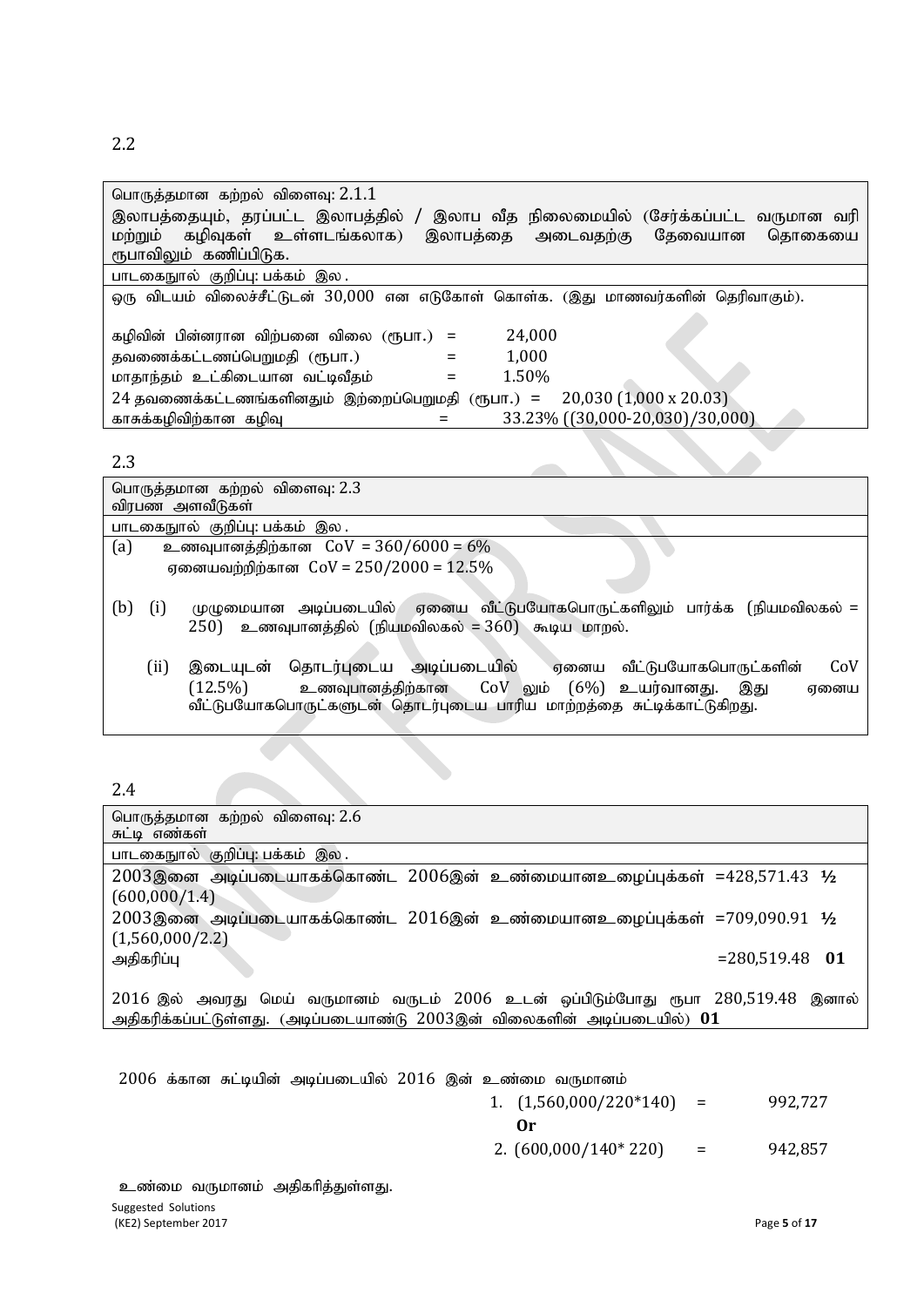2.2

| பொருத்தமான கற்றல் விளைவு: 2.1.1<br>இலாபத்தையும், தரப்பட்ட இலாபத்தில் / இலாப வீத நிலைமையில் (சேர்க்கப்பட்ட வருமான வரி மற்றும் கழிவுகள் உள்ளடங்கலாக) இலாபத்தை அடைவதற்கு தேவையான தொகையை ரூபாவிலும் கணிப்பிடுக. |
|---|
| பாடகைநூல் குறிப்பு: பக்கம் இல. |
| ஒரு விடயம் விலைச்சீட்டுடன் 30,000 என எடுகோள் கொள்க. (இது மாணவர்களின் தெரிவாகும்).<br><br>கழிவின் பின்னரான விற்பனை விலை (ரூபா.) = 24,000<br>தவணைக்கட்டணப்பெறுமதி (ரூபா.) = 1,000<br>மாதாந்தம் உட்கிடையான வட்டிவீதம் = 1.50%<br>24 தவணைக்கட்டணங்களினதும் இற்றைப்பெறுமதி (ரூபா.) = 20,030 (1,000 x 20.03)<br>காசுக்கழிவிற்கான கழிவு = 33.23% ((30,000-20,030)/30,000) |

2.3

| பொருத்தமான கற்றல் விளைவு: 2.3<br>விரபண அளவீடுகள் |
|---|
| பாடகைநூல் குறிப்பு: பக்கம் இல. |
| (a) உணவுபானத்திற்கான CoV = 360/6000 = 6%<br>ஏனையவற்றிற்கான CoV = 250/2000 = 12.5%<br><br>(b) (i) முழுமையான அடிப்படையில் ஏனைய வீட்டுபயோகபொருட்களிலும் பார்க்க (நியமவிலகல் = 250) உணவுபானத்தில் (நியமவிலகல் = 360) கூடிய மாறல்.<br><br>(ii) இடையுடன் தொடர்புடைய அடிப்படையில் ஏனைய வீட்டுபயோகபொருட்களின் CoV (12.5%) உணவுபானத்திற்கான CoV லும் (6%) உயர்வானது. இது ஏனைய வீட்டுபயோகபொருட்களுடன் தொடர்புடைய பாரிய மாற்றத்தை சுட்டிக்காட்டுகிறது. |

2.4

| பொருத்தமான கற்றல் விளைவு: 2.6<br>சுட்டி எண்கள் | |
|---|---|
| பாடகைநூல் குறிப்பு: பக்கம் இல. | |
| 2003இனை அடிப்படையாகக்கொண்ட 2006இன் உண்மையானஉழைப்புக்கள் =428,571.43 (600,000/1.4) | ½ |
| 2003இனை அடிப்படையாகக்கொண்ட 2016இன் உண்மையானஉழைப்புக்கள் =709,090.91 (1,560,000/2.2) | ½ |
| அதிகரிப்பு =280,519.48 | **01** |
| 2016 இல் அவரது மெய் வருமானம் வருடம் 2006 உடன் ஒப்பிடும்போது ரூபா 280,519.48 இனால் அதிகரிக்கப்பட்டுள்ளது. (அடிப்படையாண்டு 2003இன் விலைகளின் அடிப்படையில்) | **01** |

2006 க்கான சுட்டியின் அடிப்படையில் 2016 இன் உண்மை வருமானம்

1. (1,560,000/220*140) = 992,727

**Or**

2. (600,000/140* 220) = 942,857

உண்மை வருமானம் அதிகரித்துள்ளது.

Suggested Solutions
(KE2) September 2017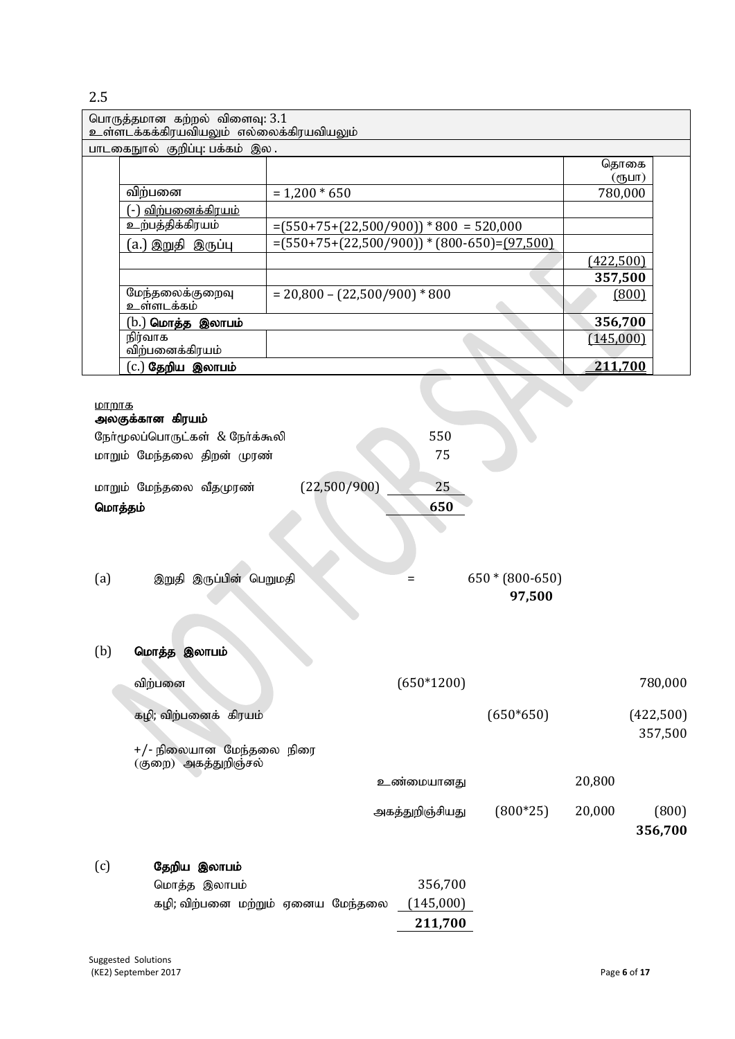2.5

| பொருத்தமான கற்றல் விளைவு: 3.1 உள்ளடக்கக்கிரயவியலும் எல்லைக்கிரயவியலும் | | |
|---|---|---|
| பாடகைநூல் குறிப்பு: பக்கம் இல. | | |
| | | தொகை (ரூபா) |
| விற்பனை | = 1,200 * 650 | 780,000 |
| (-) விற்பனைக்கிரயம் | | |
| உற்பத்திக்கிரயம் | =(550+75+(22,500/900)) * 800 = 520,000 | |
| (a.) இறுதி இருப்பு | =(550+75+(22,500/900)) * (800-650)=(97,500) | |
| | | (422,500) |
| | | **357,500** |
| மேந்தலைக்குறைவு உள்ளடக்கம் | = 20,800 – (22,500/900) * 800 | (800) |
| (b.) **மொத்த இலாபம்** | | **356,700** |
| நிர்வாக விற்பனைக்கிரயம் | | (145,000) |
| (c.) **தேறிய இலாபம்** | | **211,700** |

மாறாக

**அலகுக்கான கிரயம்**

| | | |
|---|---|---|
| நேர்மூலப்பொருட்கள் & நேர்க்கூலி | | 550 |
| மாறும் மேந்தலை திறன் முரண் | | 75 |
| மாறும் மேந்தலை வீதமுரண் | (22,500/900) | 25 |
| **மொத்தம்** | | **650** |

(a) இறுதி இருப்பின் பெறுமதி = 650 * (800-650)

**97,500**

(b) **மொத்த இலாபம்**

| | | | | |
|---|---|---|---|---|
| விற்பனை | (650*1200) | | | 780,000 |
| கழி; விற்பனைக் கிரயம் | | (650*650) | | (422,500) |
| | | | | 357,500 |
| +/- நிலையான மேந்தலை நிரை (குறை) அகத்துறிஞ்சல் | | | | |
| | உண்மையானது | | 20,800 | |
| | அகத்துறிஞ்சியது | (800*25) | 20,000 | (800) |
| | | | | **356,700** |

(c) **தேறிய இலாபம்**

| | |
|---|---|
| மொத்த இலாபம் | 356,700 |
| கழி; விற்பனை மற்றும் ஏனைய மேந்தலை | (145,000) |
| | **211,700** |

Suggested Solutions
(KE2) September 2017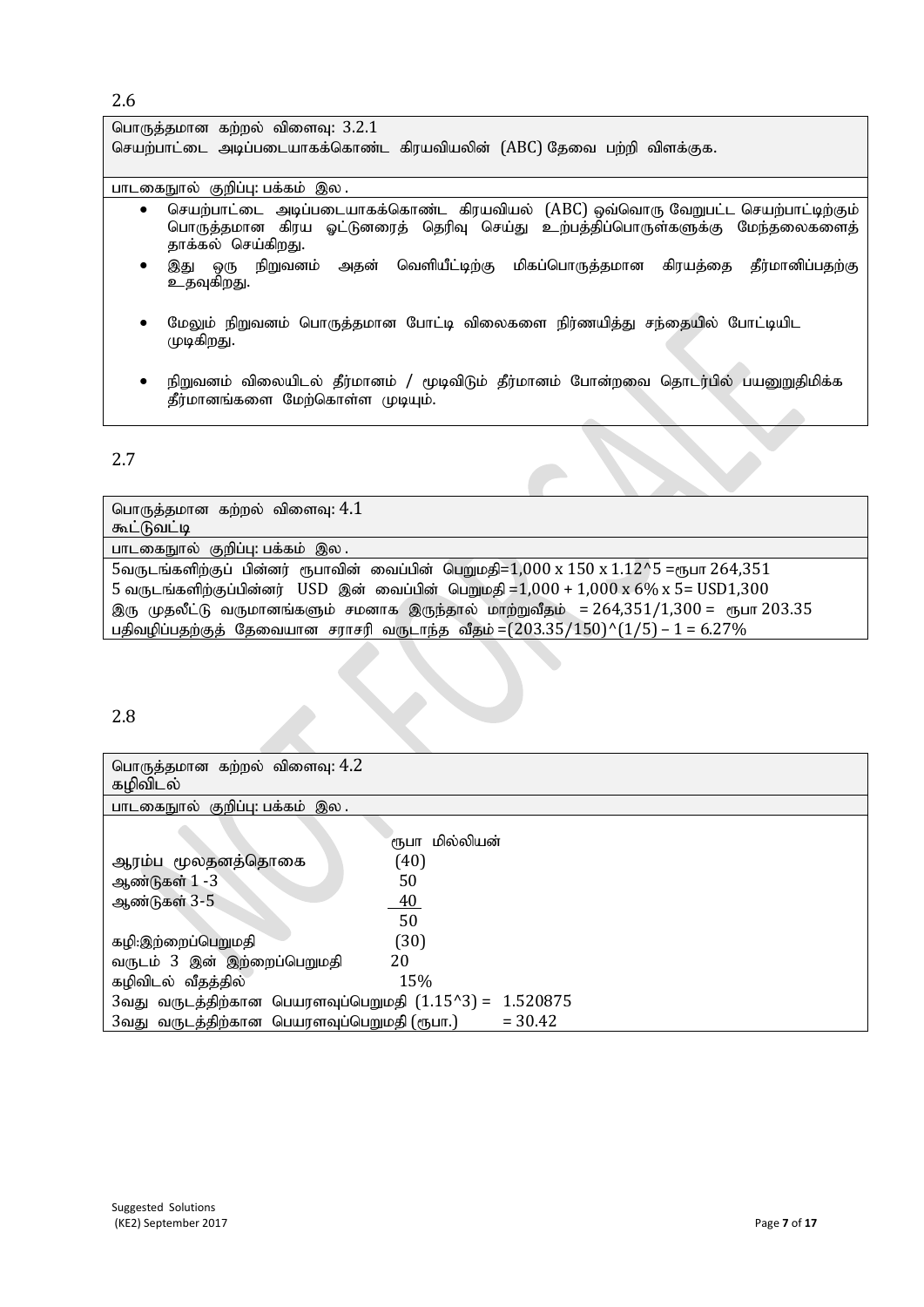2.6

| பொருத்தமான கற்றல் விளைவு: 3.2.1 செயற்பாட்டை அடிப்படையாகக்கொண்ட கிரயவியலின் (ABC) தேவை பற்றி விளக்குக. |
|---|
| பாடகைநூல் குறிப்பு: பக்கம் இல . |

- செயற்பாட்டை அடிப்படையாகக்கொண்ட கிரயவியல் (ABC) ஒவ்வொரு வேறுபட்ட செயற்பாட்டிற்கும் பொருத்தமான கிரய ஓட்டுனரைத் தெரிவு செய்து உற்பத்திப்பொருள்களுக்கு மேந்தலைகளைத் தாக்கல் செய்கிறது.
- இது ஒரு நிறுவனம் அதன் வெளியீட்டிற்கு மிகப்பொருத்தமான கிரயத்தை தீர்மானிப்பதற்கு உதவுகிறது.
- மேலும் நிறுவனம் பொருத்தமான போட்டி விலைகளை நிர்ணயித்து சந்தையில் போட்டியிட முடிகிறது.
- நிறுவனம் விலையிடல் தீர்மானம் / மூடிவிடும் தீர்மானம் போன்றவை தொடர்பில் பயனுறுதிமிக்க தீர்மானங்களை மேற்கொள்ள முடியும்.

2.7

| பொருத்தமான கற்றல் விளைவு: 4.1 கூட்டுவட்டி |
|---|
| பாடகைநூல் குறிப்பு: பக்கம் இல . |

5வருடங்களிற்குப் பின்னர் ரூபாவின் வைப்பின் பெறுமதி=1,000 x 150 x 1.12^5 =ரூபா 264,351
5 வருடங்களிற்குப்பின்னர் USD இன் வைப்பின் பெறுமதி =1,000 + 1,000 x 6% x 5= USD1,300
இரு முதலீட்டு வருமானங்களும் சமனாக இருந்தால் மாற்றுவீதம் = 264,351/1,300 = ரூபா 203.35
பதிவழிப்பதற்குத் தேவையான சராசரி வருடாந்த வீதம் =(203.35/150)^(1/5) – 1 = 6.27%

2.8

| பொருத்தமான கற்றல் விளைவு: 4.2 கழிவிடல் |
|---|
| பாடகைநூல் குறிப்பு: பக்கம் இல . |

| | ரூபா மில்லியன் |
|---|---|
| ஆரம்ப மூலதனத்தொகை | (40) |
| ஆண்டுகள் 1 -3 | 50 |
| ஆண்டுகள் 3-5 | 40 |
| | 50 |
| கழி:இற்றைப்பெறுமதி | (30) |
| வருடம் 3 இன் இற்றைப்பெறுமதி | 20 |
| கழிவிடல் வீதத்தில் | 15% |
| 3வது வருடத்திற்கான பெயரளவுப்பெறுமதி (1.15^3) = | 1.520875 |
| 3வது வருடத்திற்கான பெயரளவுப்பெறுமதி (ரூபா.) | = 30.42 |

Suggested Solutions
(KE2) September 2017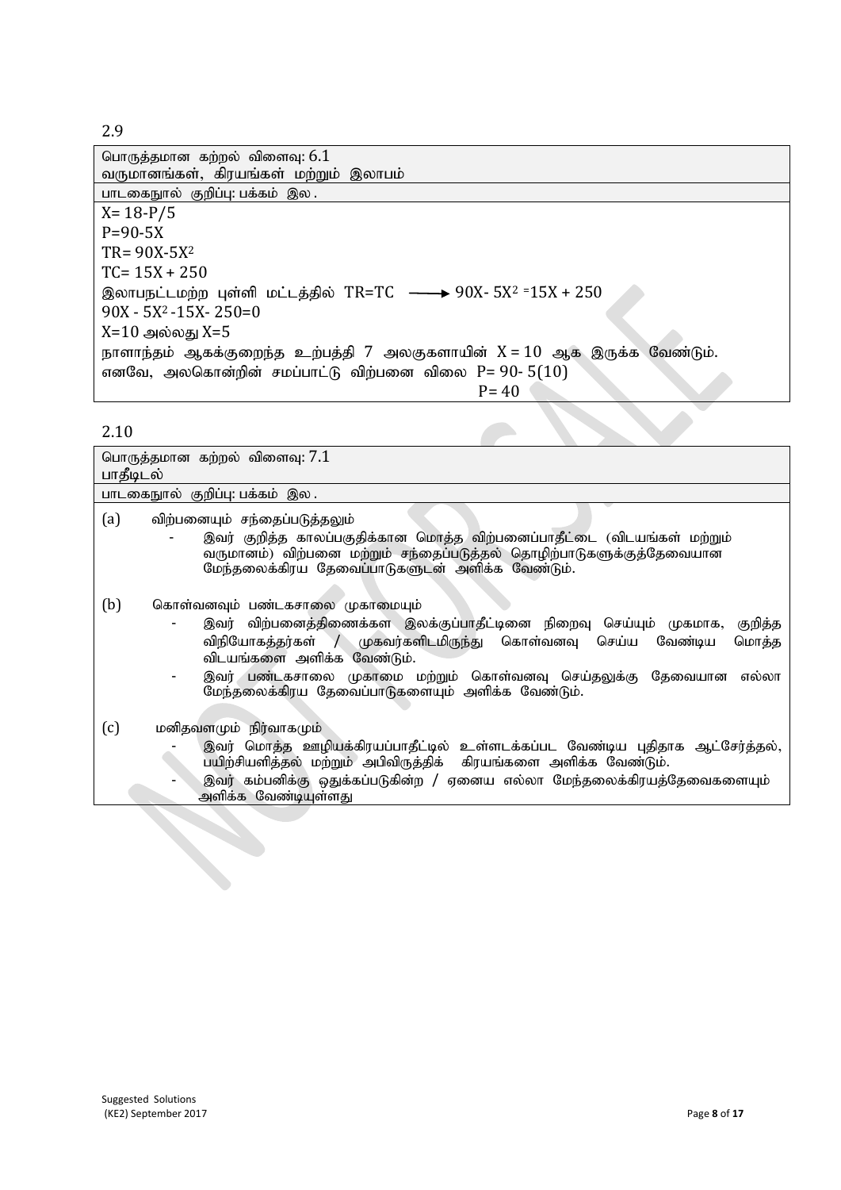2.9

| பொருத்தமான கற்றல் விளைவு: 6.1<br>வருமானங்கள், கிரயங்கள் மற்றும் இலாபம் |
|---|
| பாடகைநூல் குறிப்பு: பக்கம் இல. |
| $X = 18 - P/5$<br>$P = 90 - 5X$<br>$TR = 90X - 5X^2$<br>$TC = 15X + 250$<br>இலாபநட்டமற்ற புள்ளி மட்டத்தில் $TR = TC \longrightarrow 90X - 5X^2 = 15X + 250$<br>$90X - 5X^2 - 15X - 250 = 0$<br>$X = 10$ அல்லது $X = 5$<br>நாளாந்தம் ஆகக்குறைந்த உற்பத்தி 7 அலகுகளாயின் $X = 10$ ஆக இருக்க வேண்டும்.<br>எனவே, அலகொன்றின் சமப்பாட்டு விற்பனை விலை $P = 90 - 5(10)$<br>$P = 40$ |

2.10

| பொருத்தமான கற்றல் விளைவு: 7.1<br>பாதீடிடல் |
|---|
| பாடகைநூல் குறிப்பு: பக்கம் இல. |
| (a) விற்பனையும் சந்தைப்படுத்தலும்<br>- இவர் குறித்த காலப்பகுதிக்கான மொத்த விற்பனைப்பாதீட்டை (விடயங்கள் மற்றும் வருமானம்) விற்பனை மற்றும் சந்தைப்படுத்தல் தொழிற்பாடுகளுக்குத்தேவையான மேந்தலைக்கிரய தேவைப்பாடுகளுடன் அளிக்க வேண்டும்.<br><br>(b) கொள்வனவும் பண்டகசாலை முகாமையும்<br>- இவர் விற்பனைத்திணைக்கள இலக்குப்பாதீட்டினை நிறைவு செய்யும் முகமாக, குறித்த விநியோகத்தர்கள் / முகவர்களிடமிருந்து கொள்வனவு செய்ய வேண்டிய மொத்த விடயங்களை அளிக்க வேண்டும்.<br>- இவர் பண்டகசாலை முகாமை மற்றும் கொள்வனவு செய்தலுக்கு தேவையான எல்லா மேந்தலைக்கிரய தேவைப்பாடுகளையும் அளிக்க வேண்டும்.<br><br>(c) மனிதவளமும் நிர்வாகமும்<br>- இவர் மொத்த ஊழியக்கிரயப்பாதீட்டில் உள்ளடக்கப்பட வேண்டிய புதிதாக ஆட்சேர்த்தல், பயிற்சியளித்தல் மற்றும் அபிவிருத்திக் கிரயங்களை அளிக்க வேண்டும்.<br>- இவர் கம்பனிக்கு ஒதுக்கப்படுகின்ற / ஏனைய எல்லா மேந்தலைக்கிரயத்தேவைகளையும் அளிக்க வேண்டியுள்ளது |

Suggested Solutions
(KE2) September 2017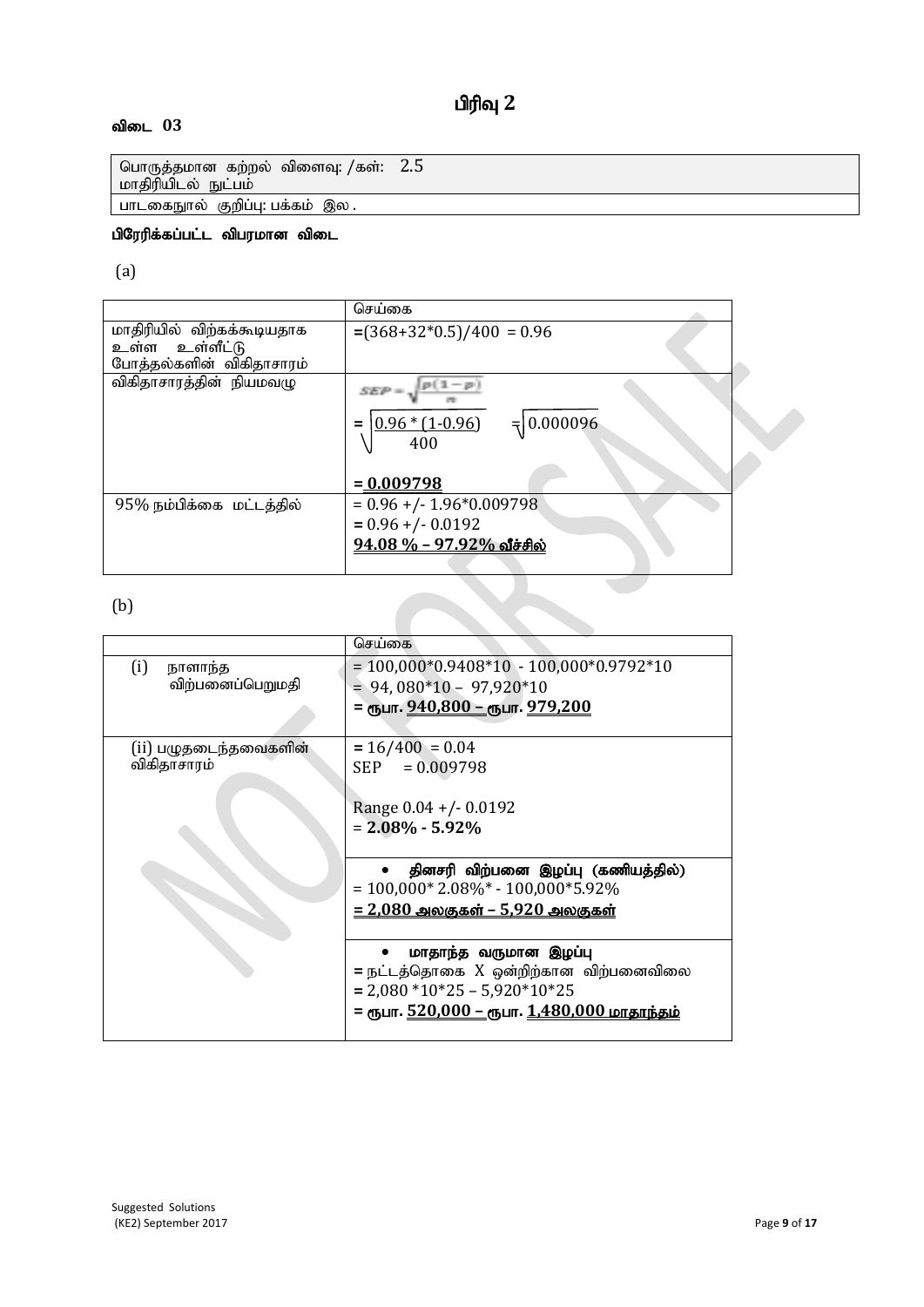# பிரிவு 2

**விடை 03**

| பொருத்தமான கற்றல் விளைவு: /கள்: 2.5 மாதிரியிடல் நுட்பம் |
|---|
| பாடகைநூல் குறிப்பு: பக்கம் இல . |

**பிரேரிக்கப்பட்ட விபரமான விடை**

(a)

| | செய்கை |
|---|---|
| மாதிரியில் விற்கக்கூடியதாக உள்ள உள்ளீட்டு போத்தல்களின் விகிதாசாரம் | $=(368+32*0.5)/400 = 0.96$ |
| விகிதாசாரத்தின் நியமவழு | $SEP = \sqrt{\frac{p(1-p)}{n}}$ <br> $= \sqrt{\frac{0.96*(1-0.96)}{400}} = \sqrt{0.000096}$ <br> **= 0.009798** |
| 95% நம்பிக்கை மட்டத்தில் | $= 0.96 +/- 1.96*0.009798$ <br> $= 0.96 +/- 0.0192$ <br> **94.08 % – 97.92% வீச்சில்** |

(b)

| | செய்கை |
|---|---|
| (i) நாளாந்த விற்பனைப்பெறுமதி | = 100,000*0.9408*10 - 100,000*0.9792*10 <br> = 94, 080*10 – 97,920*10 <br> = **ரூபா. 940,800 – ரூபா. 979,200** |
| (ii) பழுதடைந்தவைகளின் விகிதாசாரம் | = 16/400 = 0.04 <br> SEP = 0.009798 <br> Range 0.04 +/- 0.0192 <br> = **2.08% - 5.92%** |
| | • **தினசரி விற்பனை இழப்பு (கணியத்தில்)** <br> = 100,000* 2.08%* - 100,000*5.92% <br> **= 2,080 அலகுகள் – 5,920 அலகுகள்** |
| | • **மாதாந்த வருமான இழப்பு** <br> = நட்டத்தொகை X ஒன்றிற்கான விற்பனைவிலை <br> = 2,080 *10*25 – 5,920*10*25 <br> = **ரூபா. 520,000 – ரூபா. 1,480,000 மாதாந்தம்** |

Suggested Solutions
(KE2) September 2017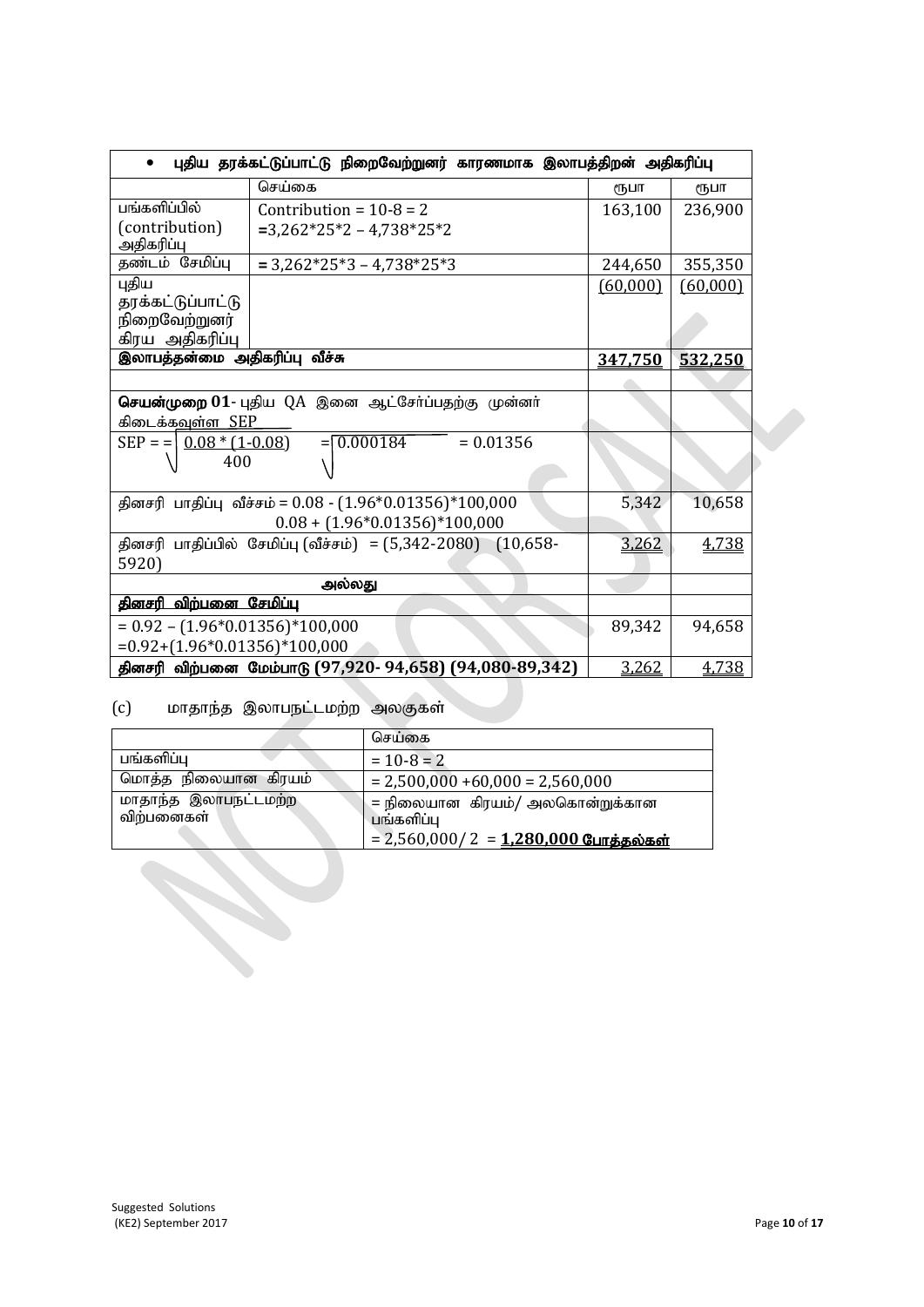| • புதிய தரக்கட்டுப்பாட்டு நிறைவேற்றுனர் காரணமாக இலாபத்திறன் அதிகரிப்பு | | | |
|---|---|---|---|
| | செய்கை | ரூபா | ரூபா |
| பங்களிப்பில் (contribution) அதிகரிப்பு | Contribution = 10-8 = 2<br>=3,262*25*2 – 4,738*25*2 | 163,100 | 236,900 |
| தண்டம் சேமிப்பு | = 3,262*25*3 – 4,738*25*3 | 244,650 | 355,350 |
| புதிய தரக்கட்டுப்பாட்டு நிறைவேற்றுனர் கிரய அதிகரிப்பு | | (60,000) | (60,000) |
| **இலாபத்தன்மை அதிகரிப்பு வீச்சு** | | **347,750** | **532,250** |
| | | | |
| **செயன்முறை 01**- புதிய QA இனை ஆட்சேர்ப்பதற்கு முன்னர் கிடைக்கவுள்ள SEP | | | |
| $SEP = \sqrt{\frac{0.08 * (1-0.08)}{400}} = \sqrt{0.000184} = 0.01356$ | | | |
| தினசரி பாதிப்பு வீச்சம் = 0.08 - (1.96*0.01356)*100,000<br>0.08 + (1.96*0.01356)*100,000 | | 5,342 | 10,658 |
| தினசரி பாதிப்பில் சேமிப்பு (வீச்சம்) = (5,342-2080) (10,658-5920) | | 3,262 | 4,738 |
| **அல்லது** | | | |
| **தினசரி விற்பனை சேமிப்பு** | | | |
| = 0.92 – (1.96*0.01356)*100,000<br>=0.92+(1.96*0.01356)*100,000 | | 89,342 | 94,658 |
| **தினசரி விற்பனை மேம்பாடு (97,920- 94,658) (94,080-89,342)** | | 3,262 | 4,738 |

(c) மாதாந்த இலாபநட்டமற்ற அலகுகள்

| | செய்கை |
|---|---|
| பங்களிப்பு | = 10-8 = 2 |
| மொத்த நிலையான கிரயம் | = 2,500,000 +60,000 = 2,560,000 |
| மாதாந்த இலாபநட்டமற்ற விற்பனைகள் | = நிலையான கிரயம்/ அலகொன்றுக்கான பங்களிப்பு<br>= 2,560,000/ 2 = **1,280,000 போத்தல்கள்** |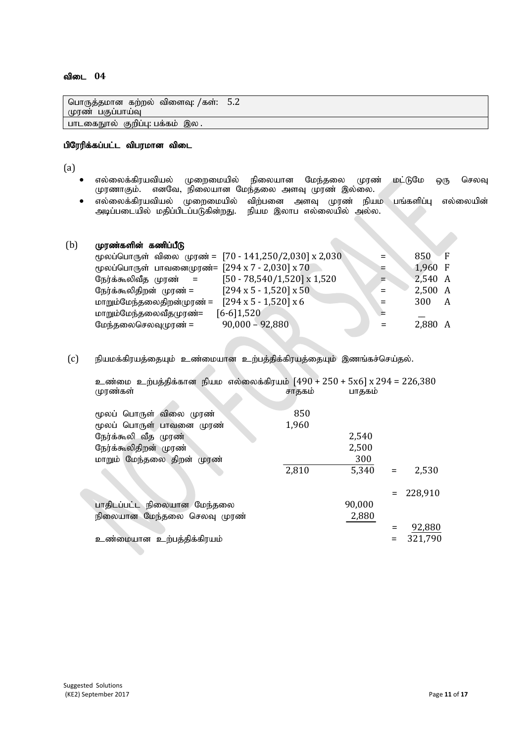## விடை 04

| பொருத்தமான கற்றல் விளைவு: /கள்: 5.2 முரண் பகுப்பாய்வு |
|---|
| பாடகைநூல் குறிப்பு: பக்கம் இல . |

**பிரேரிக்கப்பட்ட விபரமான விடை**

(a)

- எல்லைக்கிரயவியல் முறைமையில் நிலையான மேந்தலை முரண் மட்டுமே ஒரு செலவு முரணாகும். எனவே, நிலையான மேந்தலை அளவு முரண் இல்லை.
- எல்லைக்கிரயவியல் முறைமையில் விற்பனை அளவு முரண் நியம பங்களிப்பு எல்லையின் அடிப்படையில் மதிப்பிடப்படுகின்றது. நியம இலாப எல்லையில் அல்ல.

(b) **முரண்களின் கணிப்பீடு**

| | | | | |
|---|---|---|---|---|
| மூலப்பொருள் விலை முரண் = | [70 - 141,250/2,030] x 2,030 | = | 850 | F |
| மூலப்பொருள் பாவனைமுரண்= | [294 x 7 - 2,030] x 70 | = | 1,960 | F |
| நேர்க்கூலிவீத முரண் = | [50 - 78,540/1,520] x 1,520 | = | 2,540 | A |
| நேர்க்கூலிதிறன் முரண் = | [294 x 5 - 1,520] x 50 | = | 2,500 | A |
| மாறும்மேந்தலைதிறன்முரண் = | [294 x 5 - 1,520] x 6 | = | 300 | A |
| மாறும்மேந்தலைவீதமுரண்= | [6-6]1,520 | = | \_\_ | |
| மேந்தலைசெலவுமுரண் = | 90,000 – 92,880 | = | 2,880 | A |

(c) நியமக்கிரயத்தையும் உண்மையான உற்பத்திக்கிரயத்தையும் இணங்கச்செய்தல்.

உண்மை உற்பத்திக்கான நியம எல்லைக்கிரயம் [490 + 250 + 5x6] x 294 = 226,380

| முரண்கள் | சாதகம் | பாதகம் | | |
|---|---|---|---|---|
| மூலப் பொருள் விலை முரண் | 850 | | | |
| மூலப் பொருள் பாவனை முரண் | 1,960 | | | |
| நேர்க்கூலி வீத முரண் | | 2,540 | | |
| நேர்க்கூலிதிறன் முரண் | | 2,500 | | |
| மாறும் மேந்தலை திறன் முரண் | | 300 | | |
| | 2,810 | 5,340 | = | 2,530 |
| | | | = | 228,910 |
| பாதிடப்பட்ட நிலையான மேந்தலை | | 90,000 | | |
| நிலையான மேந்தலை செலவு முரண் | | 2,880 | | |
| | | | = | 92,880 |
| உண்மையான உற்பத்திக்கிரயம் | | | = | 321,790 |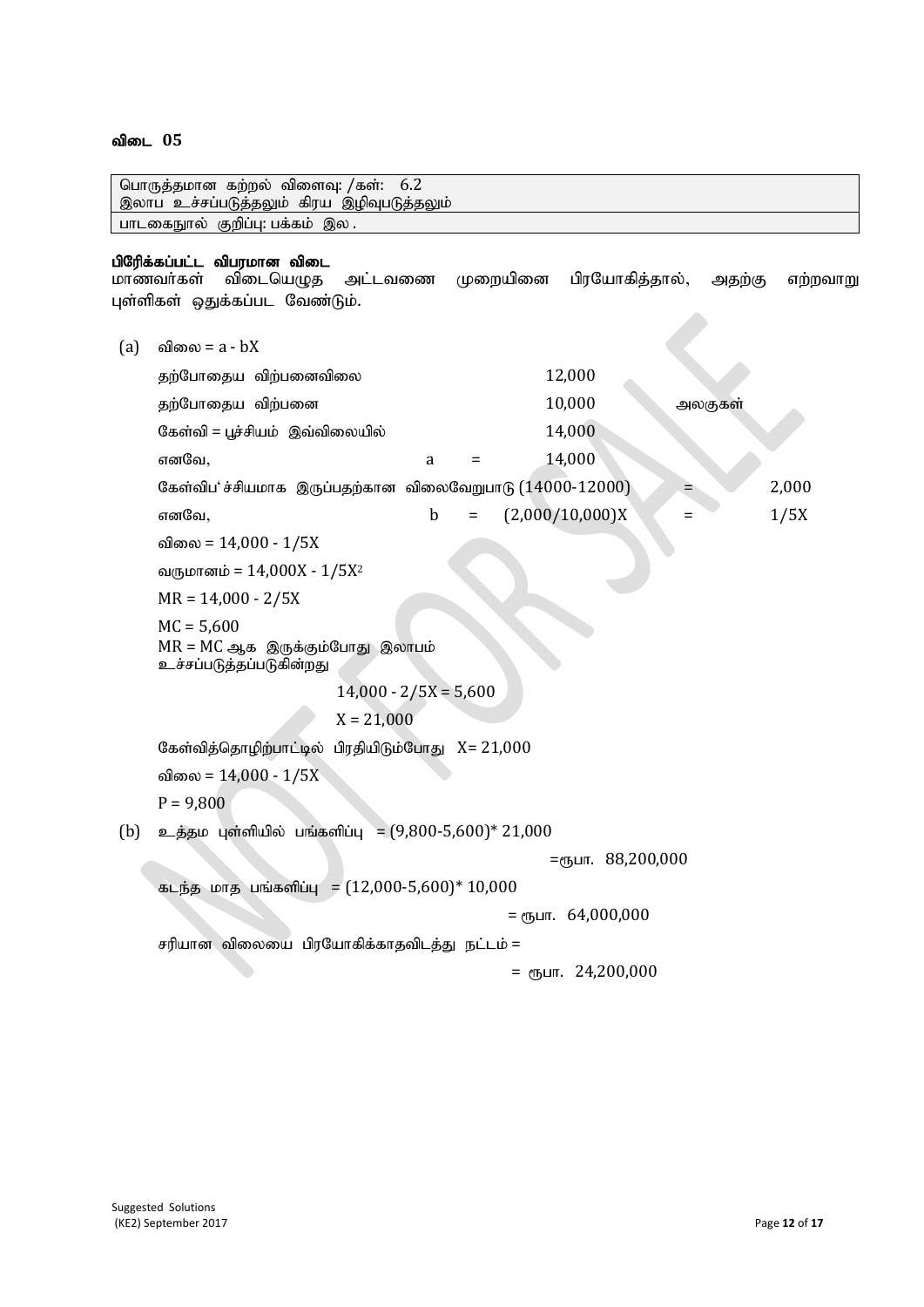## விடை 05

| பொருத்தமான கற்றல் விளைவு: /கள்: 6.2 இலாப உச்சப்படுத்தலும் கிரய இழிவுபடுத்தலும் |
|---|
| பாடகைநூல் குறிப்பு: பக்கம் இல . |

**பிரேரிக்கப்பட்ட விபரமான விடை**

மாணவர்கள் விடையெழுத அட்டவணை முறையினை பிரயோகித்தால், அதற்கு எற்றவாறு புள்ளிகள் ஒதுக்கப்பட வேண்டும்.

(a) விலை = a - bX

| | | | | |
|---|---|---|---|---|
| தற்போதைய விற்பனைவிலை | | 12,000 | | |
| தற்போதைய விற்பனை | | 10,000 | அலகுகள் | |
| கேள்வி = பூச்சியம் இவ்விலையில் | | 14,000 | | |
| எனவே, | a = | 14,000 | | |
| கேள்விப்`ச்சியமாக இருப்பதற்கான விலைவேறுபாடு | | (14000-12000) | = | 2,000 |
| எனவே, | b = | (2,000/10,000)X | = | 1/5X |

விலை = 14,000 - 1/5X

வருமானம் = $14{,}000X - 1/5X^2$

MR = 14,000 - 2/5X

MC = 5,600

MR = MC ஆக இருக்கும்போது இலாபம் உச்சப்படுத்தப்படுகின்றது

14,000 - 2/5X = 5,600

X = 21,000

கேள்வித்தொழிற்பாட்டில் பிரதியிடும்போது X= 21,000

விலை = 14,000 - 1/5X

P = 9,800

(b) உத்தம புள்ளியில் பங்களிப்பு = (9,800-5,600)* 21,000

=ரூபா. 88,200,000

கடந்த மாத பங்களிப்பு = (12,000-5,600)* 10,000

= ரூபா. 64,000,000

சரியான விலையை பிரயோகிக்காதவிடத்து நட்டம் =

= ரூபா. 24,200,000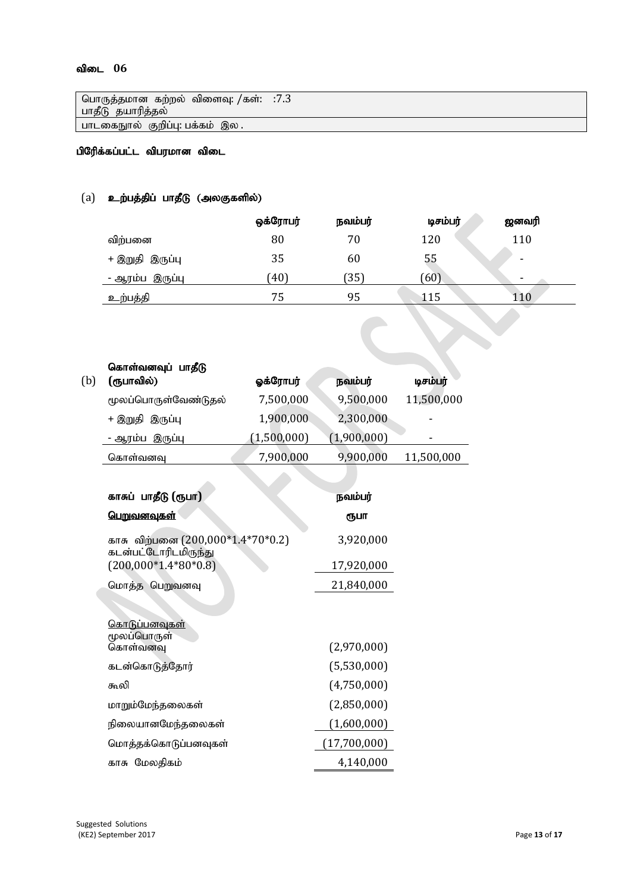## விடை 06

| பொருத்தமான கற்றல் விளைவு /கள்: :7.3 பாதீடு தயாரித்தல் |
|---|
| பாடகைநூல் குறிப்பு: பக்கம் இல. |

**பிரேிக்கப்பட்ட விபரமான விடை**

(a) **உற்பத்திப் பாதீடு (அலகுகளில்)**

| | ஒக்ரோபர் | நவம்பர் | டிசம்பர் | ஜனவரி |
|---|---|---|---|---|
| விற்பனை | 80 | 70 | 120 | 110 |
| + இறுதி இருப்பு | 35 | 60 | 55 | - |
| - ஆரம்ப இருப்பு | (40) | (35) | (60) | - |
| உற்பத்தி | 75 | 95 | 115 | 110 |

(b) **கொள்வனவுப் பாதீடு (ரூபாவில்)**

| | ஒக்ரோபர் | நவம்பர் | டிசம்பர் |
|---|---|---|---|
| மூலப்பொருள்வேண்டுதல் | 7,500,000 | 9,500,000 | 11,500,000 |
| + இறுதி இருப்பு | 1,900,000 | 2,300,000 | - |
| - ஆரம்ப இருப்பு | (1,500,000) | (1,900,000) | - |
| கொள்வனவு | 7,900,000 | 9,900,000 | 11,500,000 |

| **காசுப் பாதீடு (ரூபா)** | **நவம்பர்** |
|---|---|
| **பெறுவனவுகள்** | **ரூபா** |
| காசு விற்பனை (200,000*1.4*70*0.2) | 3,920,000 |
| கடன்பட்டோரிடமிருந்து (200,000*1.4*80*0.8) | 17,920,000 |
| மொத்த பெறுவனவு | 21,840,000 |
| | |
| கொடுப்பனவுகள் | |
| மூலப்பொருள் கொள்வனவு | (2,970,000) |
| கடன்கொடுத்தோர் | (5,530,000) |
| கூலி | (4,750,000) |
| மாறும்மேந்தலைகள் | (2,850,000) |
| நிலையானமேந்தலைகள் | (1,600,000) |
| மொத்தக்கொடுப்பனவுகள் | (17,700,000) |
| காசு மேலதிகம் | 4,140,000 |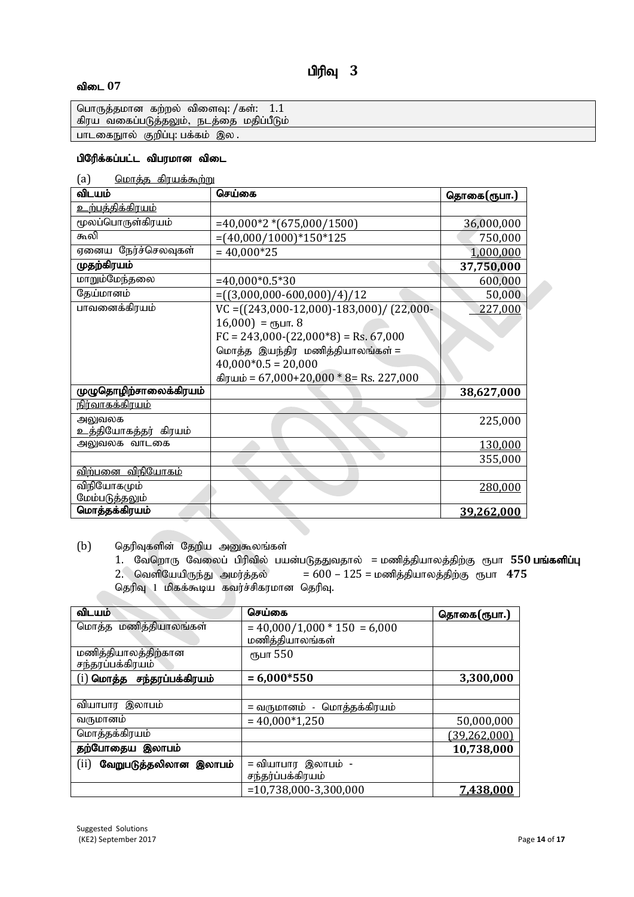# பிரிவு 3

**விடை 07**

| பொருத்தமான கற்றல் விளைவு: /கள்: 1.1 கிரய வகைப்படுத்தலும், நடத்தை மதிப்பீடும் |
|---|
| பாடகைநூல் குறிப்பு: பக்கம் இல. |

**பிரேக்கப்பட்ட விபரமான விடை**

(a) மொத்த கிரயக்கூற்று

| விடயம் | செய்கை | தொகை(ரூபா.) |
|---|---|---|
| உற்பத்திக்கிரயம் | | |
| மூலப்பொருள்கிரயம் | =40,000*2 *(675,000/1500) | 36,000,000 |
| கூலி | =(40,000/1000)*150*125 | 750,000 |
| ஏனைய நேர்ச்செலவுகள் | = 40,000*25 | 1,000,000 |
| **முதற்கிரயம்** | | **37,750,000** |
| மாறும்மேந்தலை | =40,000*0.5*30 | 600,000 |
| தேய்மானம் | =((3,000,000-600,000)/4)/12 | 50,000 |
| பாவனைக்கிரயம் | VC =((243,000-12,000)-183,000)/ (22,000-16,000) = ரூபா. 8<br>FC = 243,000-(22,000*8) = Rs. 67,000<br>மொத்த இயந்திர மணித்தியாலங்கள் = 40,000*0.5 = 20,000<br>கிரயம் = 67,000+20,000 * 8= Rs. 227,000 | 227,000 |
| **முழுதொழிற்சாலைக்கிரயம்** | | **38,627,000** |
| நிர்வாகக்கிரயம் | | |
| அலுவலக உத்தியோகத்தர் கிரயம் | | 225,000 |
| அலுவலக வாடகை | | 130,000 |
| | | 355,000 |
| விற்பனை விநியோகம் | | |
| விநியோகமும் மேம்படுத்தலும் | | 280,000 |
| **மொத்தக்கிரயம்** | | **39,262,000** |

(b) தெரிவுகளின் தேறிய அனுகூலங்கள்

1. வேறொரு வேலைப் பிரிவில் பயன்படுததுவதால் = மணித்தியாலத்திற்கு ரூபா **550 பங்களிப்பு**
2. வெளியேயிருந்து அமர்த்தல் = 600 – 125 = மணித்தியாலத்திற்கு ரூபா **475**

தெரிவு 1 மிகக்கூடிய கவர்ச்சிகரமான தெரிவு.

| விடயம் | செய்கை | தொகை(ரூபா.) |
|---|---|---|
| மொத்த மணித்தியாலங்கள் | = 40,000/1,000 * 150 = 6,000 மணித்தியாலங்கள் | |
| மணித்தியாலத்திற்கான சந்தரப்பக்கிரயம் | ரூபா 550 | |
| (i) **மொத்த சந்தரப்பக்கிரயம்** | **= 6,000*550** | **3,300,000** |
| | | |
| வியாபார இலாபம் | = வருமானம் - மொத்தக்கிரயம் | |
| வருமானம் | = 40,000*1,250 | 50,000,000 |
| மொத்தக்கிரயம் | | (39,262,000) |
| **தற்போதைய இலாபம்** | | **10,738,000** |
| (ii) **வேறுபடுத்தலிலான இலாபம்** | = வியாபார இலாபம் - சந்தர்ப்பக்கிரயம் | |
| | =10,738,000-3,300,000 | **7,438,000** |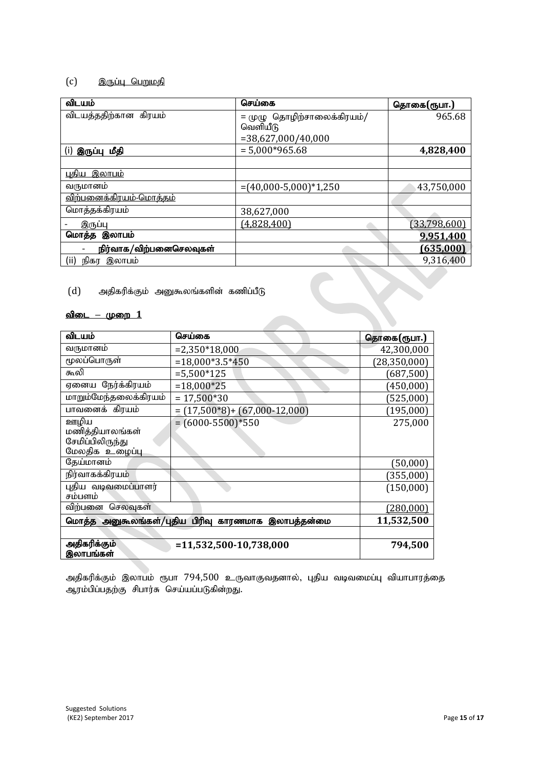(c) <u>இருப்பு பெறுமதி</u>

| விடயம் | செய்கை | தொகை(ரூபா.) |
|---|---|---|
| விடயத்ததிற்கான கிரயம் | = முழு தொழிற்சாலைக்கிரயம்/ வெளியீடு =38,627,000/40,000 | 965.68 |
| (i) **இருப்பு மீதி** | = 5,000*965.68 | **4,828,400** |
| | | |
| <u>புதிய இலாபம்</u> | | |
| வருமானம் | =(40,000-5,000)*1,250 | 43,750,000 |
| <u>விற்பனைக்கிரயம்-மொத்தம்</u> | | |
| மொத்தக்கிரயம் | 38,627,000 | |
| - இருப்பு | (4,828,400) | (33,798,600) |
| **மொத்த இலாபம்** | | **9,951,400** |
| - **நிர்வாக/விற்பனைசெலவுகள்** | | **(635,000)** |
| (ii) நிகர இலாபம் | | 9,316,400 |

(d) அதிகரிக்கும் அனுகூலங்களின் கணிப்பீடு

**<u>விடை – முறை 1</u>**

| விடயம் | செய்கை | தொகை(ரூபா.) |
|---|---|---|
| வருமானம் | =2,350*18,000 | 42,300,000 |
| மூலப்பொருள் | =18,000*3.5*450 | (28,350,000) |
| கூலி | =5,500*125 | (687,500) |
| ஏனைய நேர்க்கிரயம் | =18,000*25 | (450,000) |
| மாறும்மேந்தலைக்கிரயம் | = 17,500*30 | (525,000) |
| பாவனைக் கிரயம் | = (17,500*8)+ (67,000-12,000) | (195,000) |
| ஊழிய மணித்தியாலங்கள் சேமிப்பிலிருந்து மேலதிக உழைப்பு | = (6000-5500)*550 | 275,000 |
| தேய்மானம் | | (50,000) |
| நிர்வாகக்கிரயம் | | (355,000) |
| புதிய வடிவமைப்பாளர் சம்பளம் | | (150,000) |
| விற்பனை செலவுகள் | | (280,000) |
| **மொத்த அனுகூலங்கள்/புதிய பிரிவு காரணமாக இலாபத்தன்மை** | | **11,532,500** |
| | | |
| **அதிகரிக்கும் இலாபங்கள்** | **=11,532,500-10,738,000** | **794,500** |

அதிகரிக்கும் இலாபம் ரூபா 794,500 உருவாகுவதனால், புதிய வடிவமைப்பு வியாபாரத்தை ஆரம்பிப்பதற்கு சிபார்சு செய்யப்படுகின்றது.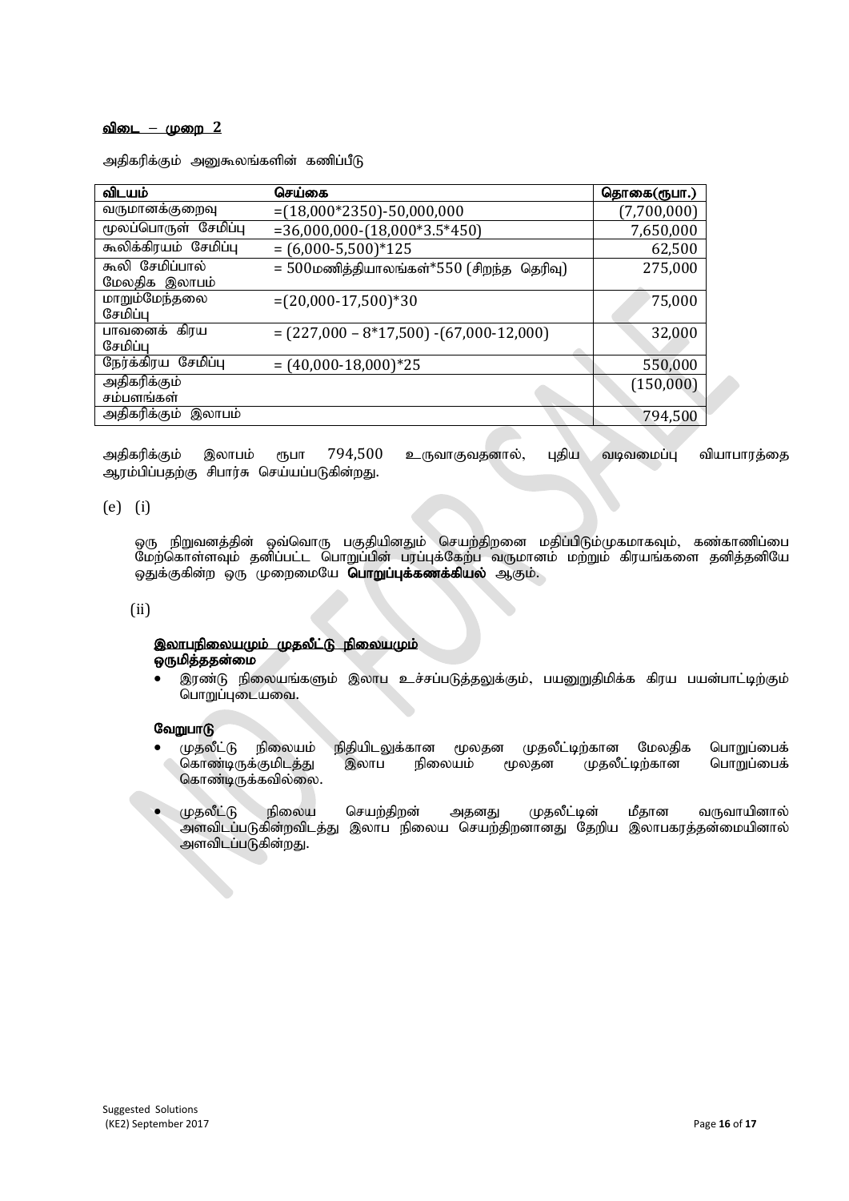**விடை – முறை 2**

அதிகரிக்கும் அனுகூலங்களின் கணிப்பீடு

| விடயம் | செய்கை | தொகை(ரூபா.) |
|---|---|---|
| வருமானக்குறைவு | =(18,000*2350)-50,000,000 | (7,700,000) |
| மூலப்பொருள் சேமிப்பு | =36,000,000-(18,000*3.5*450) | 7,650,000 |
| கூலிக்கிரயம் சேமிப்பு | = (6,000-5,500)*125 | 62,500 |
| கூலி சேமிப்பால் மேலதிக இலாபம் | = 500மணித்தியாலங்கள்*550 (சிறந்த தெரிவு) | 275,000 |
| மாறும்மேந்தலை சேமிப்பு | =(20,000-17,500)*30 | 75,000 |
| பாவனைக் கிரய சேமிப்பு | = (227,000 – 8*17,500) -(67,000-12,000) | 32,000 |
| நேர்க்கிரய சேமிப்பு | = (40,000-18,000)*25 | 550,000 |
| அதிகரிக்கும் சம்பளங்கள் | | (150,000) |
| அதிகரிக்கும் இலாபம் | | 794,500 |

அதிகரிக்கும் இலாபம் ரூபா 794,500 உருவாகுவதனால், புதிய வடிவமைப்பு வியாபாரத்தை ஆரம்பிப்பதற்கு சிபார்சு செய்யப்படுகின்றது.

(e) (i)

ஒரு நிறுவனத்தின் ஒவ்வொரு பகுதியினதும் செயற்திறனை மதிப்பிடும்முகமாகவும், கண்காணிப்பை மேற்கொள்ளவும் தனிப்பட்ட பொறுப்பின் பரப்புக்கேற்ப வருமானம் மற்றும் கிரயங்களை தனித்தனியே ஒதுக்குகின்ற ஒரு முறைமையே **பொறுப்புக்கணக்கியல்** ஆகும்.

(ii)

**இலாபநிலையமும் முதலீட்டு நிலையமும்**
**ஒருமித்ததன்மை**

- இரண்டு நிலையங்களும் இலாப உச்சப்படுத்தலுக்கும், பயனுறுதிமிக்க கிரய பயன்பாட்டிற்கும் பொறுப்புடையவை.

**வேறுபாடு**

- முதலீட்டு நிலையம் நிதியிடலுக்கான மூலதன முதலீட்டிற்கான மேலதிக பொறுப்பைக் கொண்டிருக்குமிடத்து இலாப நிலையம் மூலதன முதலீட்டிற்கான பொறுப்பைக் கொண்டிருக்கவில்லை.

- முதலீட்டு நிலைய செயற்திறன் அதனது முதலீட்டின் மீதான வருவாயினால் அளவிடப்படுகின்றவிடத்து இலாப நிலைய செயற்திறனானது தேறிய இலாபகரத்தன்மையினால் அளவிடப்படுகின்றது.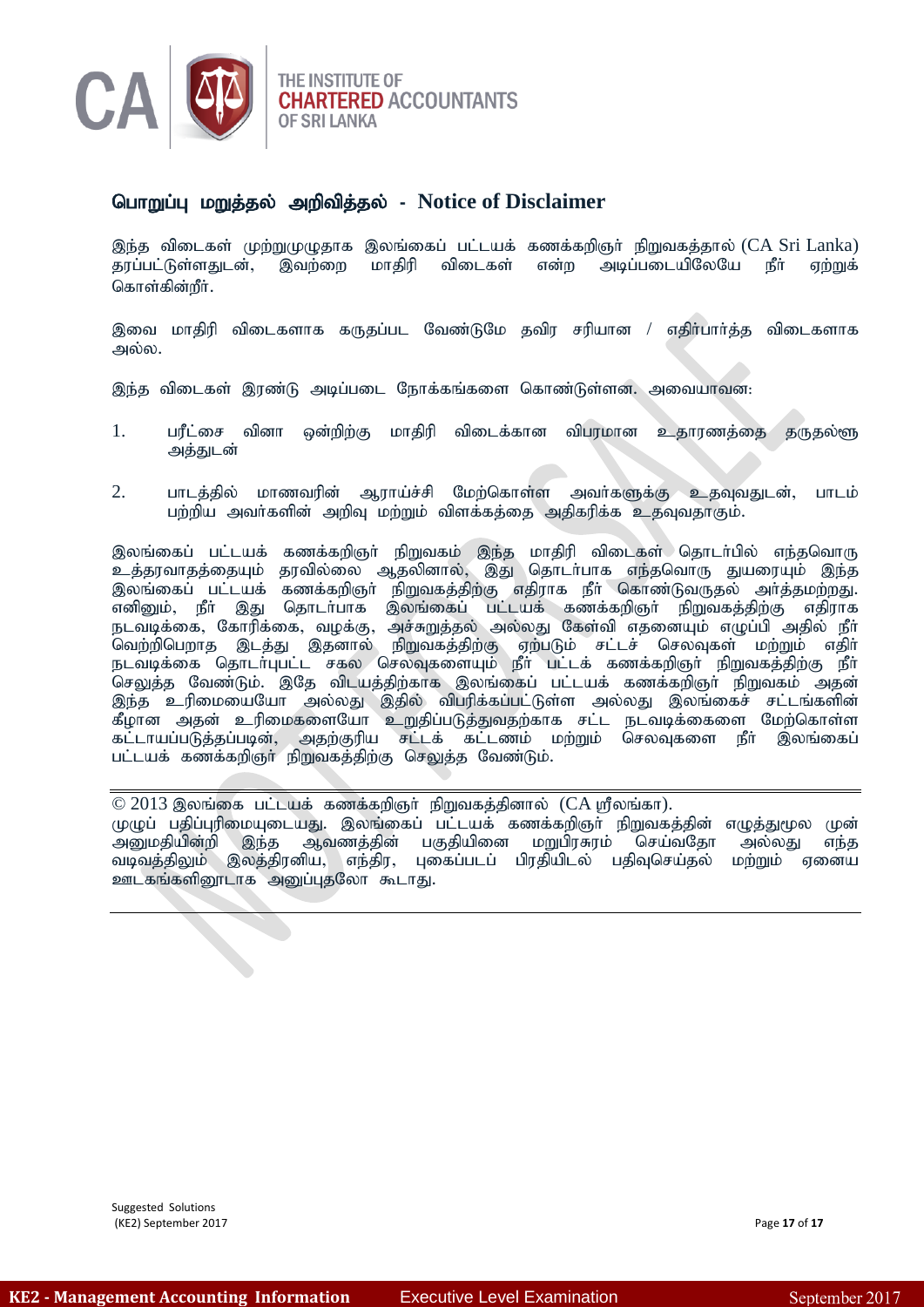## பொறுப்பு மறுத்தல் அறிவித்தல் - Notice of Disclaimer

இந்த விடைகள் முற்றுமுழுதாக இலங்கைப் பட்டயக் கணக்கறிஞர் நிறுவகத்தால் (CA Sri Lanka) தரப்பட்டுள்ளதுடன், இவற்றை மாதிரி விடைகள் என்ற அடிப்படையிலேயே நீர் ஏற்றுக் கொள்கின்றீர்.

இவை மாதிரி விடைகளாக கருதப்பட வேண்டுமே தவிர சரியான / எதிர்பார்த்த விடைகளாக அல்ல.

இந்த விடைகள் இரண்டு அடிப்படை நோக்கங்களை கொண்டுள்ளன. அவையாவன:

1. பரீட்சை வினா ஒன்றிற்கு மாதிரி விடைக்கான விபரமான உதாரணத்தை தருதலும் அத்துடன்

2. பாடத்தில் மாணவரின் ஆராய்ச்சி மேற்கொள்ள அவர்களுக்கு உதவுவதுடன், பாடம் பற்றிய அவர்களின் அறிவு மற்றும் விளக்கத்தை அதிகரிக்க உதவுவதாகும்.

இலங்கைப் பட்டயக் கணக்கறிஞர் நிறுவகம் இந்த மாதிரி விடைகள் தொடர்பில் எந்தவொரு உத்தரவாதத்தையும் தரவில்லை ஆதலினால், இது தொடர்பாக எந்தவொரு துயரையும் இந்த இலங்கைப் பட்டயக் கணக்கறிஞர் நிறுவகத்திற்கு எதிராக நீர் கொண்டுவருதல் அர்த்தமற்றது. எனினும், நீர் இது தொடர்பாக இலங்கைப் பட்டயக் கணக்கறிஞர் நிறுவகத்திற்கு எதிராக நடவடிக்கை, கோரிக்கை, வழக்கு, அச்சுறுத்தல் அல்லது கேள்வி எதனையும் எழுப்பி அதில் நீர் வெற்றிபெறாத இடத்து இதனால் நிறுவகத்திற்கு ஏற்படும் சட்டச் செலவுகள் மற்றும் எதிர் நடவடிக்கை தொடர்புபட்ட சகல செலவுகளையும் நீர் பட்டக் கணக்கறிஞர் நிறுவகத்திற்கு நீர் செலுத்த வேண்டும். இதே விடயத்திற்காக இலங்கைப் பட்டயக் கணக்கறிஞர் நிறுவகம் அதன் இந்த உரிமையையோ அல்லது இதில் விபரிக்கப்பட்டுள்ள அல்லது இலங்கைச் சட்டங்களின் கீழான அதன் உரிமைகளையோ உறுதிப்படுத்துவதற்காக சட்ட நடவடிக்கைகளை மேற்கொள்ள கட்டாயப்படுத்தப்படின், அதற்குரிய சட்டக் கட்டணம் மற்றும் செலவுகளை நீர் இலங்கைப் பட்டயக் கணக்கறிஞர் நிறுவகத்திற்கு செலுத்த வேண்டும்.

---

© 2013 இலங்கை பட்டயக் கணக்கறிஞர் நிறுவகத்தினால் (CA ஸ்ரீலங்கா).
முழுப் பதிப்புரிமையுடையது. இலங்கைப் பட்டயக் கணக்கறிஞர் நிறுவகத்தின் எழுத்துமூல முன் அனுமதியின்றி இந்த ஆவணத்தின் பகுதியினை மறுபிரசுரம் செய்வதோ அல்லது எந்த வடிவத்திலும் இலத்திரனிய, எந்திர, புகைப்படப் பிரதியிடல் பதிவுசெய்தல் மற்றும் ஏனைய ஊடகங்களினூடாக அனுப்புதலோ கூடாது.

---